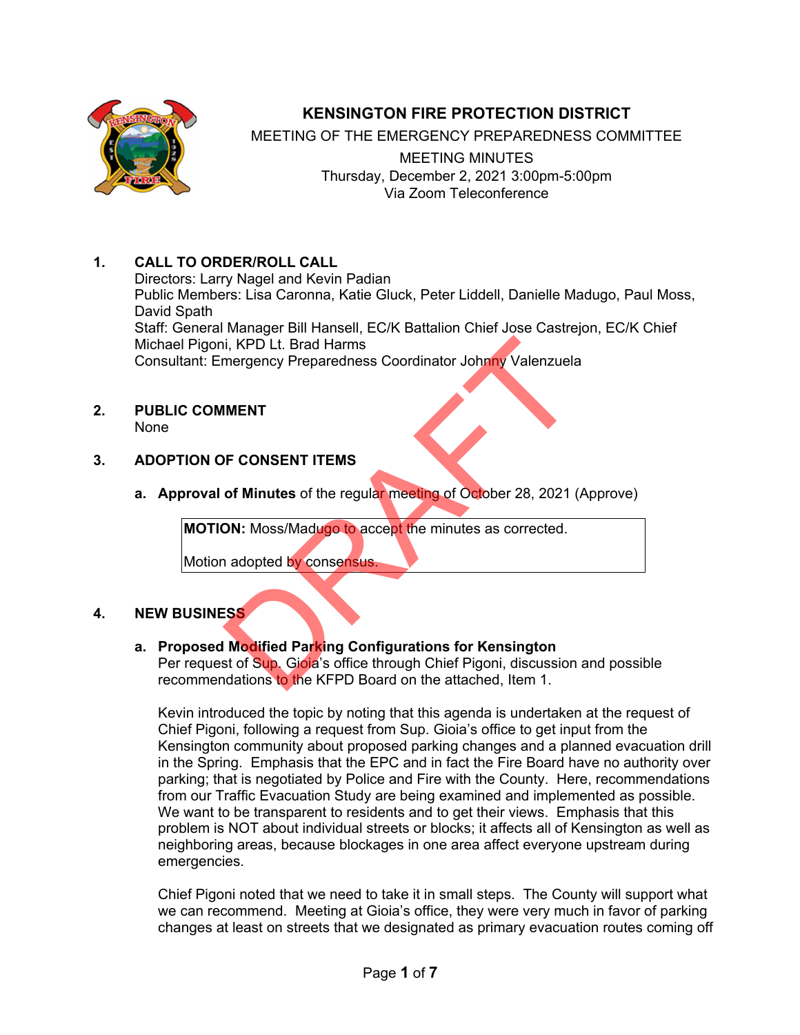# KENSINGTON FIRE PROTECTION DISTRICT

MEETING OF THE EMERGENCY PREPAREDNESS COMMITTEE

MEETING MINUTES

Thursday, December 2, 2021 3:00pm-5:00pm

Via Zoom Teleconference

DRAFT

## 1. CALL TO ORDER/ROLL CALL

Directors: Larry Nagel and Kevin Padian
Public Members: Lisa Caronna, Katie Gluck, Peter Liddell, Danielle Madugo, Paul Moss, David Spath
Staff: General Manager Bill Hansell, EC/K Battalion Chief Jose Castrejon, EC/K Chief Michael Pigoni, KPD Lt. Brad Harms
Consultant: Emergency Preparedness Coordinator Johnny Valenzuela

## 2. PUBLIC COMMENT

None

## 3. ADOPTION OF CONSENT ITEMS

**a. Approval of Minutes** of the regular meeting of October 28, 2021 (Approve)

> **MOTION:** Moss/Madugo to accept the minutes as corrected.
>
> Motion adopted by consensus.

## 4. NEW BUSINESS

**a. Proposed Modified Parking Configurations for Kensington**
Per request of Sup. Gioia's office through Chief Pigoni, discussion and possible recommendations to the KFPD Board on the attached, Item 1.

Kevin introduced the topic by noting that this agenda is undertaken at the request of Chief Pigoni, following a request from Sup. Gioia's office to get input from the Kensington community about proposed parking changes and a planned evacuation drill in the Spring. Emphasis that the EPC and in fact the Fire Board have no authority over parking; that is negotiated by Police and Fire with the County. Here, recommendations from our Traffic Evacuation Study are being examined and implemented as possible. We want to be transparent to residents and to get their views. Emphasis that this problem is NOT about individual streets or blocks; it affects all of Kensington as well as neighboring areas, because blockages in one area affect everyone upstream during emergencies.

Chief Pigoni noted that we need to take it in small steps. The County will support what we can recommend. Meeting at Gioia's office, they were very much in favor of parking changes at least on streets that we designated as primary evacuation routes coming off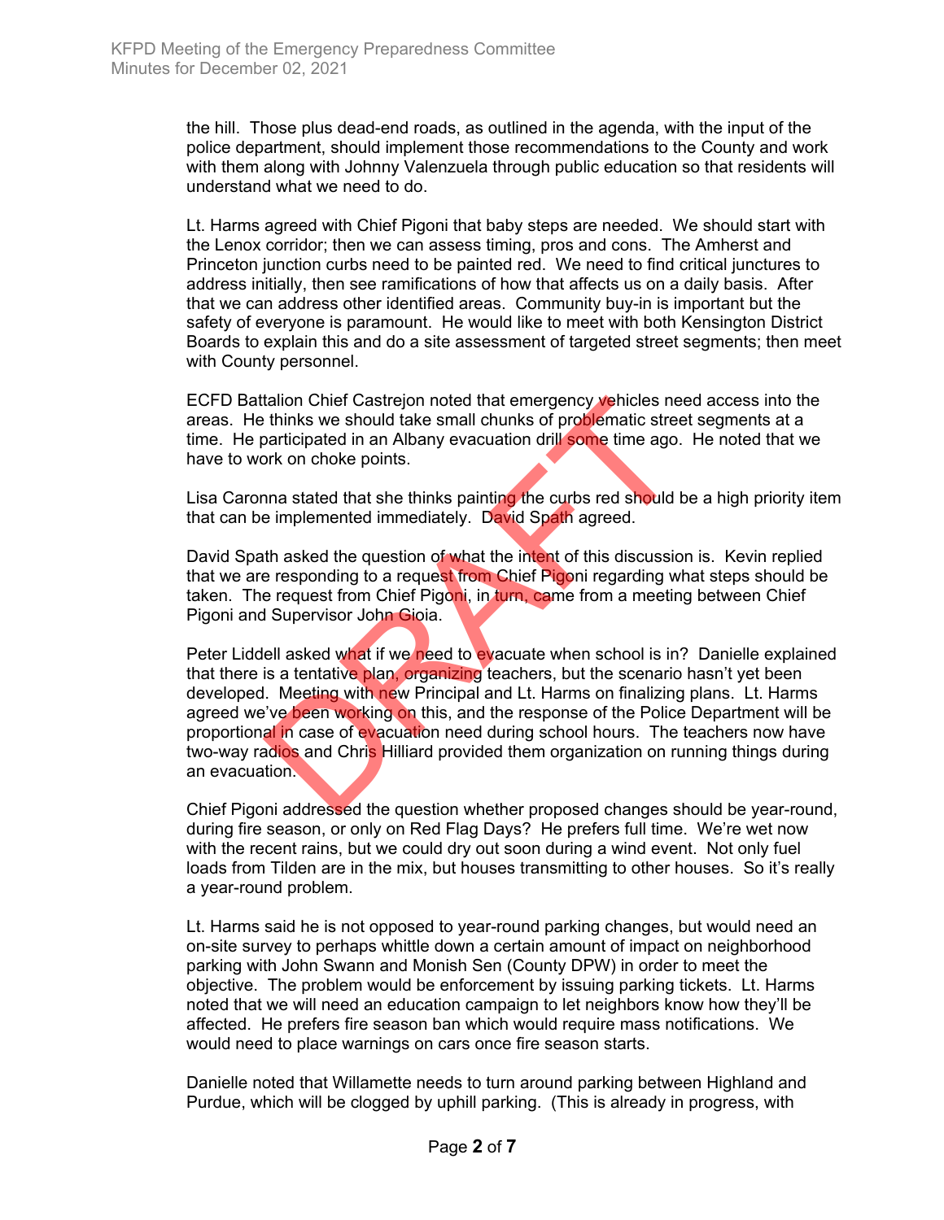the hill. Those plus dead-end roads, as outlined in the agenda, with the input of the police department, should implement those recommendations to the County and work with them along with Johnny Valenzuela through public education so that residents will understand what we need to do.

Lt. Harms agreed with Chief Pigoni that baby steps are needed. We should start with the Lenox corridor; then we can assess timing, pros and cons. The Amherst and Princeton junction curbs need to be painted red. We need to find critical junctures to address initially, then see ramifications of how that affects us on a daily basis. After that we can address other identified areas. Community buy-in is important but the safety of everyone is paramount. He would like to meet with both Kensington District Boards to explain this and do a site assessment of targeted street segments; then meet with County personnel.

ECFD Battalion Chief Castrejon noted that emergency vehicles need access into the areas. He thinks we should take small chunks of problematic street segments at a time. He participated in an Albany evacuation drill some time ago. He noted that we have to work on choke points.

Lisa Caronna stated that she thinks painting the curbs red should be a high priority item that can be implemented immediately. David Spath agreed.

David Spath asked the question of what the intent of this discussion is. Kevin replied that we are responding to a request from Chief Pigoni regarding what steps should be taken. The request from Chief Pigoni, in turn, came from a meeting between Chief Pigoni and Supervisor John Gioia.

Peter Liddell asked what if we need to evacuate when school is in? Danielle explained that there is a tentative plan, organizing teachers, but the scenario hasn't yet been developed. Meeting with new Principal and Lt. Harms on finalizing plans. Lt. Harms agreed we've been working on this, and the response of the Police Department will be proportional in case of evacuation need during school hours. The teachers now have two-way radios and Chris Hilliard provided them organization on running things during an evacuation.

Chief Pigoni addressed the question whether proposed changes should be year-round, during fire season, or only on Red Flag Days? He prefers full time. We're wet now with the recent rains, but we could dry out soon during a wind event. Not only fuel loads from Tilden are in the mix, but houses transmitting to other houses. So it's really a year-round problem.

Lt. Harms said he is not opposed to year-round parking changes, but would need an on-site survey to perhaps whittle down a certain amount of impact on neighborhood parking with John Swann and Monish Sen (County DPW) in order to meet the objective. The problem would be enforcement by issuing parking tickets. Lt. Harms noted that we will need an education campaign to let neighbors know how they'll be affected. He prefers fire season ban which would require mass notifications. We would need to place warnings on cars once fire season starts.

Danielle noted that Willamette needs to turn around parking between Highland and Purdue, which will be clogged by uphill parking. (This is already in progress, with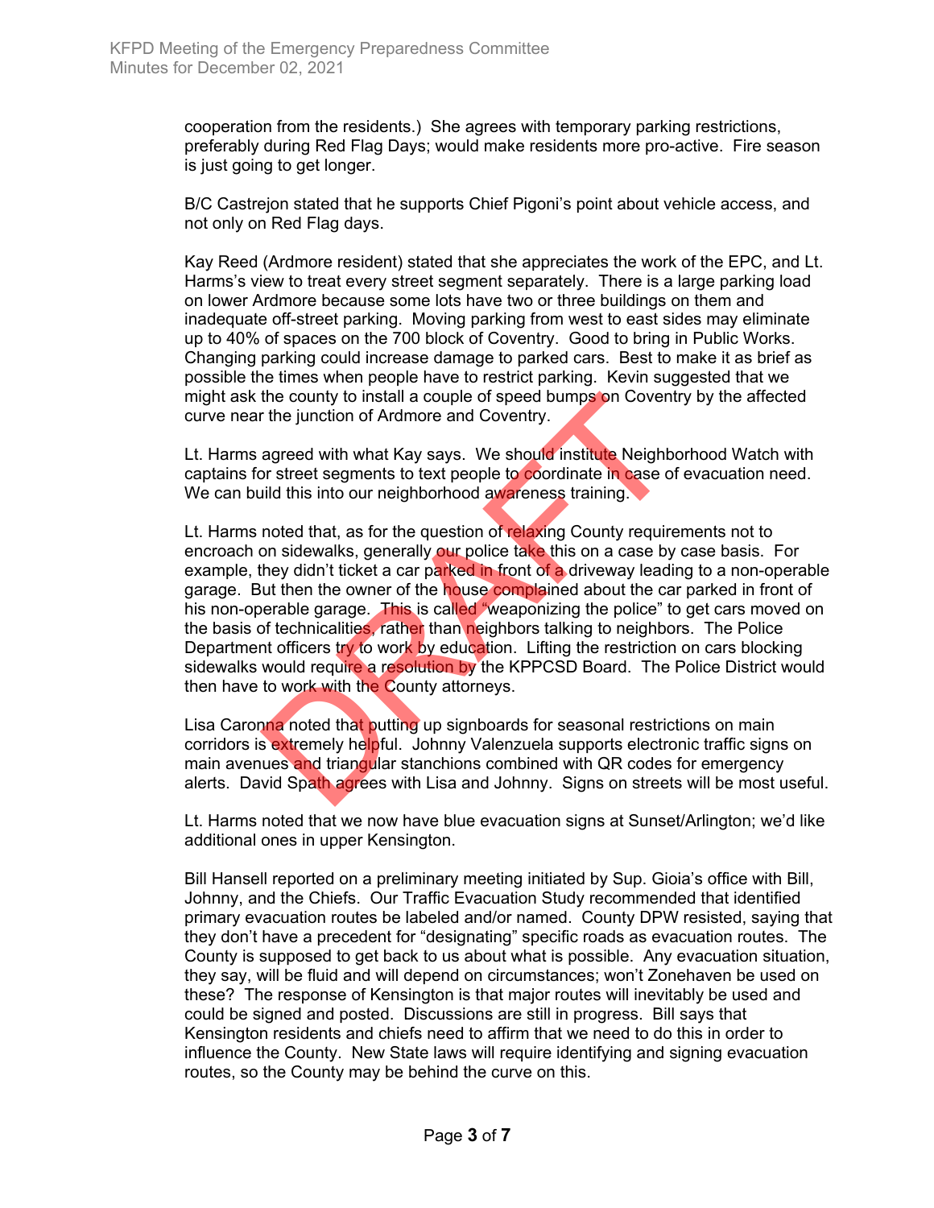cooperation from the residents.) She agrees with temporary parking restrictions, preferably during Red Flag Days; would make residents more pro-active. Fire season is just going to get longer.

B/C Castrejon stated that he supports Chief Pigoni's point about vehicle access, and not only on Red Flag days.

Kay Reed (Ardmore resident) stated that she appreciates the work of the EPC, and Lt. Harms's view to treat every street segment separately. There is a large parking load on lower Ardmore because some lots have two or three buildings on them and inadequate off-street parking. Moving parking from west to east sides may eliminate up to 40% of spaces on the 700 block of Coventry. Good to bring in Public Works. Changing parking could increase damage to parked cars. Best to make it as brief as possible the times when people have to restrict parking. Kevin suggested that we might ask the county to install a couple of speed bumps on Coventry by the affected curve near the junction of Ardmore and Coventry.

Lt. Harms agreed with what Kay says. We should institute Neighborhood Watch with captains for street segments to text people to coordinate in case of evacuation need. We can build this into our neighborhood awareness training.

Lt. Harms noted that, as for the question of relaxing County requirements not to encroach on sidewalks, generally our police take this on a case by case basis. For example, they didn't ticket a car parked in front of a driveway leading to a non-operable garage. But then the owner of the house complained about the car parked in front of his non-operable garage. This is called "weaponizing the police" to get cars moved on the basis of technicalities, rather than neighbors talking to neighbors. The Police Department officers try to work by education. Lifting the restriction on cars blocking sidewalks would require a resolution by the KPPCSD Board. The Police District would then have to work with the County attorneys.

Lisa Caronna noted that putting up signboards for seasonal restrictions on main corridors is extremely helpful. Johnny Valenzuela supports electronic traffic signs on main avenues and triangular stanchions combined with QR codes for emergency alerts. David Spath agrees with Lisa and Johnny. Signs on streets will be most useful.

Lt. Harms noted that we now have blue evacuation signs at Sunset/Arlington; we'd like additional ones in upper Kensington.

Bill Hansell reported on a preliminary meeting initiated by Sup. Gioia's office with Bill, Johnny, and the Chiefs. Our Traffic Evacuation Study recommended that identified primary evacuation routes be labeled and/or named. County DPW resisted, saying that they don't have a precedent for "designating" specific roads as evacuation routes. The County is supposed to get back to us about what is possible. Any evacuation situation, they say, will be fluid and will depend on circumstances; won't Zonehaven be used on these? The response of Kensington is that major routes will inevitably be used and could be signed and posted. Discussions are still in progress. Bill says that Kensington residents and chiefs need to affirm that we need to do this in order to influence the County. New State laws will require identifying and signing evacuation routes, so the County may be behind the curve on this.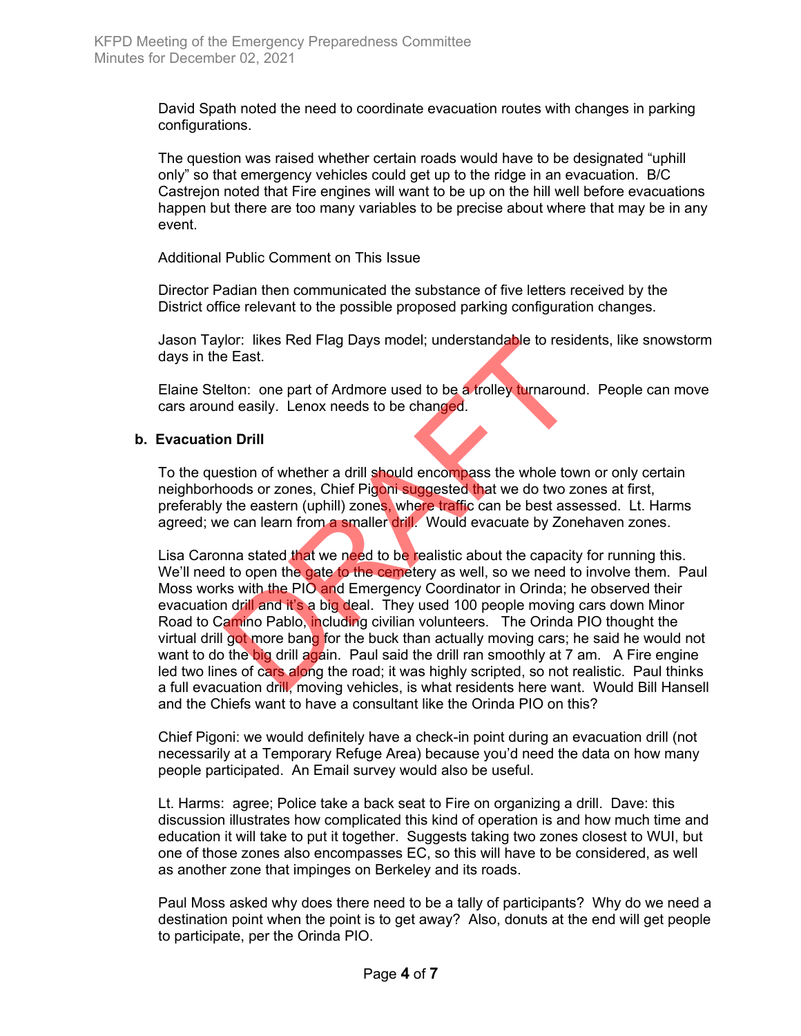David Spath noted the need to coordinate evacuation routes with changes in parking configurations.

The question was raised whether certain roads would have to be designated “uphill only” so that emergency vehicles could get up to the ridge in an evacuation. B/C Castrejon noted that Fire engines will want to be up on the hill well before evacuations happen but there are too many variables to be precise about where that may be in any event.

Additional Public Comment on This Issue

Director Padian then communicated the substance of five letters received by the District office relevant to the possible proposed parking configuration changes.

Jason Taylor: likes Red Flag Days model; understandable to residents, like snowstorm days in the East.

Elaine Stelton: one part of Ardmore used to be a trolley turnaround. People can move cars around easily. Lenox needs to be changed.

**b. Evacuation Drill**

To the question of whether a drill should encompass the whole town or only certain neighborhoods or zones, Chief Pigoni suggested that we do two zones at first, preferably the eastern (uphill) zones, where traffic can be best assessed. Lt. Harms agreed; we can learn from a smaller drill. Would evacuate by Zonehaven zones.

Lisa Caronna stated that we need to be realistic about the capacity for running this. We’ll need to open the gate to the cemetery as well, so we need to involve them. Paul Moss works with the PIO and Emergency Coordinator in Orinda; he observed their evacuation drill and it’s a big deal. They used 100 people moving cars down Minor Road to Camino Pablo, including civilian volunteers. The Orinda PIO thought the virtual drill got more bang for the buck than actually moving cars; he said he would not want to do the big drill again. Paul said the drill ran smoothly at 7 am. A Fire engine led two lines of cars along the road; it was highly scripted, so not realistic. Paul thinks a full evacuation drill, moving vehicles, is what residents here want. Would Bill Hansell and the Chiefs want to have a consultant like the Orinda PIO on this?

Chief Pigoni: we would definitely have a check-in point during an evacuation drill (not necessarily at a Temporary Refuge Area) because you’d need the data on how many people participated. An Email survey would also be useful.

Lt. Harms: agree; Police take a back seat to Fire on organizing a drill. Dave: this discussion illustrates how complicated this kind of operation is and how much time and education it will take to put it together. Suggests taking two zones closest to WUI, but one of those zones also encompasses EC, so this will have to be considered, as well as another zone that impinges on Berkeley and its roads.

Paul Moss asked why does there need to be a tally of participants? Why do we need a destination point when the point is to get away? Also, donuts at the end will get people to participate, per the Orinda PIO.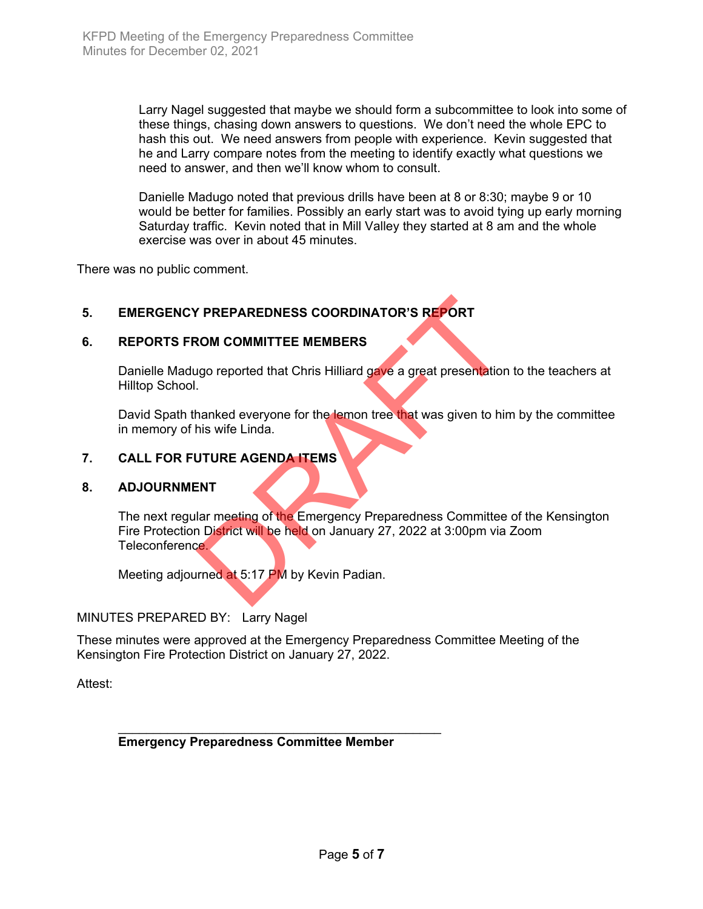Larry Nagel suggested that maybe we should form a subcommittee to look into some of these things, chasing down answers to questions. We don't need the whole EPC to hash this out. We need answers from people with experience. Kevin suggested that he and Larry compare notes from the meeting to identify exactly what questions we need to answer, and then we'll know whom to consult.

Danielle Madugo noted that previous drills have been at 8 or 8:30; maybe 9 or 10 would be better for families. Possibly an early start was to avoid tying up early morning Saturday traffic. Kevin noted that in Mill Valley they started at 8 am and the whole exercise was over in about 45 minutes.

There was no public comment.

## 5. EMERGENCY PREPAREDNESS COORDINATOR'S REPORT

## 6. REPORTS FROM COMMITTEE MEMBERS

Danielle Madugo reported that Chris Hilliard gave a great presentation to the teachers at Hilltop School.

David Spath thanked everyone for the lemon tree that was given to him by the committee in memory of his wife Linda.

## 7. CALL FOR FUTURE AGENDA ITEMS

## 8. ADJOURNMENT

The next regular meeting of the Emergency Preparedness Committee of the Kensington Fire Protection District will be held on January 27, 2022 at 3:00pm via Zoom Teleconference.

Meeting adjourned at 5:17 PM by Kevin Padian.

MINUTES PREPARED BY: Larry Nagel

These minutes were approved at the Emergency Preparedness Committee Meeting of the Kensington Fire Protection District on January 27, 2022.

Attest:

\_\_\_\_\_\_\_\_\_\_\_\_\_\_\_\_\_\_\_\_\_\_\_\_\_\_\_\_\_\_\_\_\_\_\_\_\_\_\_\_\_\_\_\_

**Emergency Preparedness Committee Member**

DRAFT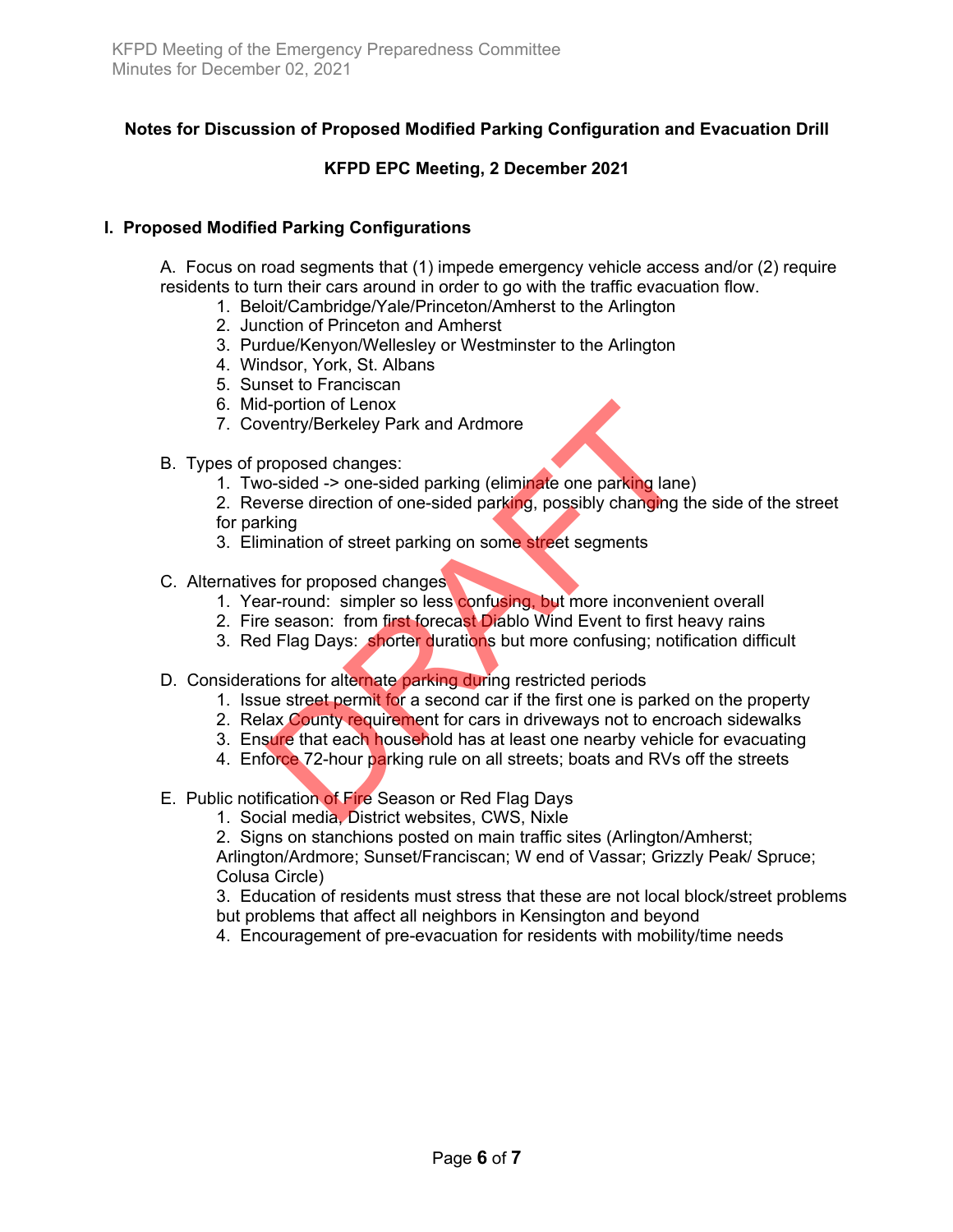**Notes for Discussion of Proposed Modified Parking Configuration and Evacuation Drill**

**KFPD EPC Meeting, 2 December 2021**

## I. Proposed Modified Parking Configurations

A. Focus on road segments that (1) impede emergency vehicle access and/or (2) require residents to turn their cars around in order to go with the traffic evacuation flow.

1. Beloit/Cambridge/Yale/Princeton/Amherst to the Arlington
2. Junction of Princeton and Amherst
3. Purdue/Kenyon/Wellesley or Westminster to the Arlington
4. Windsor, York, St. Albans
5. Sunset to Franciscan
6. Mid-portion of Lenox
7. Coventry/Berkeley Park and Ardmore

B. Types of proposed changes:

1. Two-sided -> one-sided parking (eliminate one parking lane)
2. Reverse direction of one-sided parking, possibly changing the side of the street for parking
3. Elimination of street parking on some street segments

C. Alternatives for proposed changes

1. Year-round: simpler so less confusing, but more inconvenient overall
2. Fire season: from first forecast Diablo Wind Event to first heavy rains
3. Red Flag Days: shorter durations but more confusing; notification difficult

D. Considerations for alternate parking during restricted periods

1. Issue street permit for a second car if the first one is parked on the property
2. Relax County requirement for cars in driveways not to encroach sidewalks
3. Ensure that each household has at least one nearby vehicle for evacuating
4. Enforce 72-hour parking rule on all streets; boats and RVs off the streets

E. Public notification of Fire Season or Red Flag Days

1. Social media, District websites, CWS, Nixle
2. Signs on stanchions posted on main traffic sites (Arlington/Amherst; Arlington/Ardmore; Sunset/Franciscan; W end of Vassar; Grizzly Peak/ Spruce; Colusa Circle)
3. Education of residents must stress that these are not local block/street problems but problems that affect all neighbors in Kensington and beyond
4. Encouragement of pre-evacuation for residents with mobility/time needs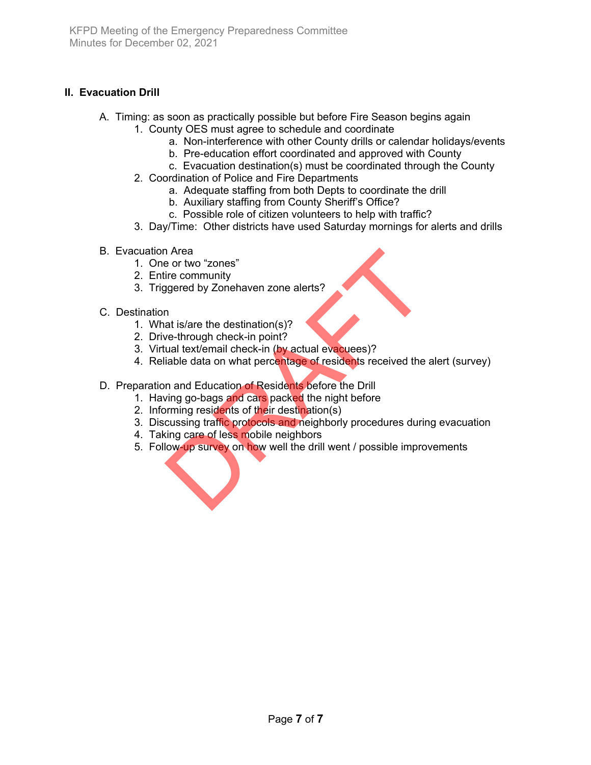## II. Evacuation Drill

A. Timing: as soon as practically possible but before Fire Season begins again
   1. County OES must agree to schedule and coordinate
      a. Non-interference with other County drills or calendar holidays/events
      b. Pre-education effort coordinated and approved with County
      c. Evacuation destination(s) must be coordinated through the County
   2. Coordination of Police and Fire Departments
      a. Adequate staffing from both Depts to coordinate the drill
      b. Auxiliary staffing from County Sheriff's Office?
      c. Possible role of citizen volunteers to help with traffic?
   3. Day/Time: Other districts have used Saturday mornings for alerts and drills

B. Evacuation Area
   1. One or two "zones"
   2. Entire community
   3. Triggered by Zonehaven zone alerts?

C. Destination
   1. What is/are the destination(s)?
   2. Drive-through check-in point?
   3. Virtual text/email check-in (by actual evacuees)?
   4. Reliable data on what percentage of residents received the alert (survey)

D. Preparation and Education of Residents before the Drill
   1. Having go-bags and cars packed the night before
   2. Informing residents of their destination(s)
   3. Discussing traffic protocols and neighborly procedures during evacuation
   4. Taking care of less mobile neighbors
   5. Follow-up survey on how well the drill went / possible improvements

DRAFT